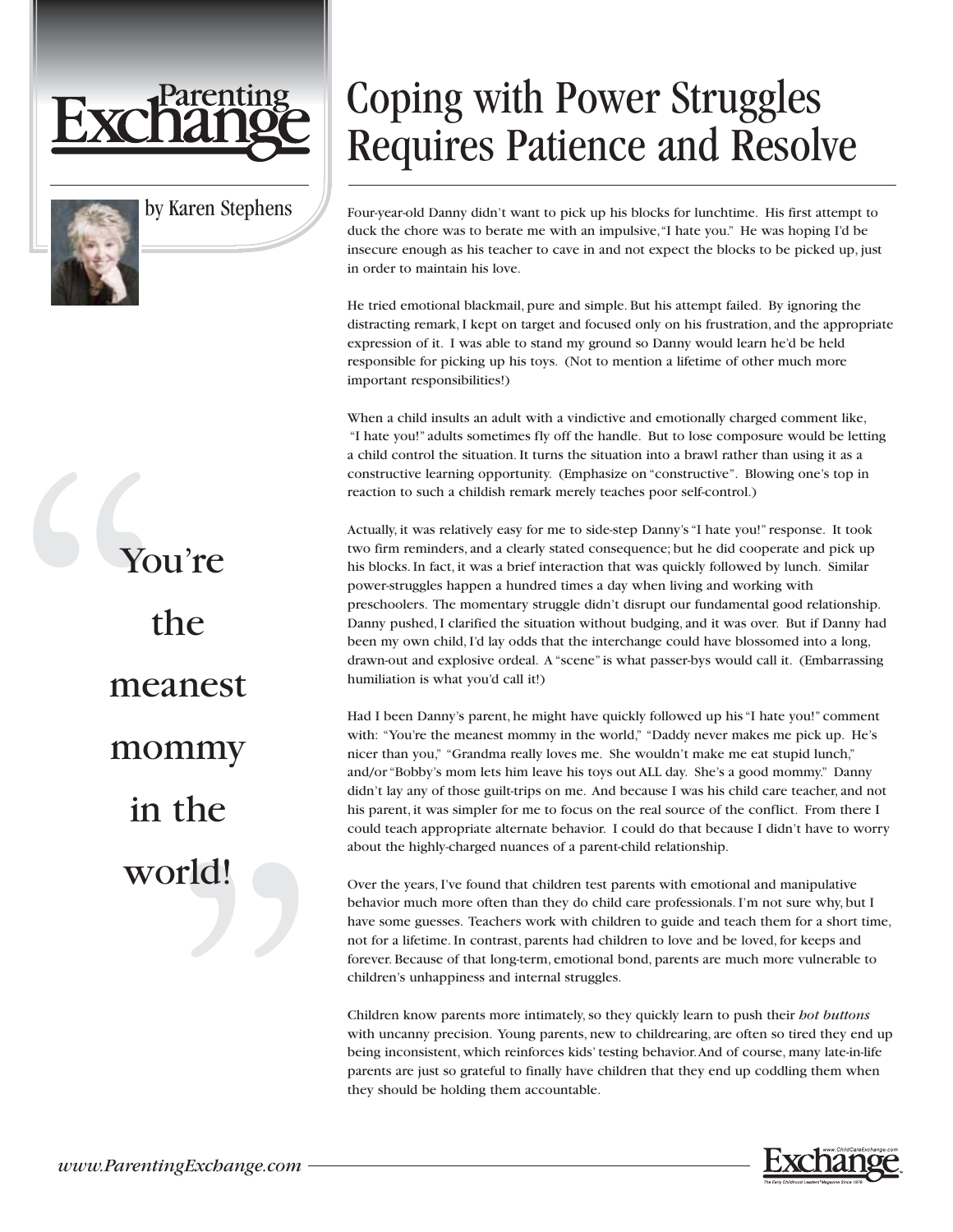# Coping with Power Struggles Requires Patience and Resolve

Parenting Exchange

by Karen Stephens

> You're the meanest mommy in the world!

Four-year-old Danny didn't want to pick up his blocks for lunchtime. His first attempt to duck the chore was to berate me with an impulsive, "I hate you." He was hoping I'd be insecure enough as his teacher to cave in and not expect the blocks to be picked up, just in order to maintain his love.

He tried emotional blackmail, pure and simple. But his attempt failed. By ignoring the distracting remark, I kept on target and focused only on his frustration, and the appropriate expression of it. I was able to stand my ground so Danny would learn he'd be held responsible for picking up his toys. (Not to mention a lifetime of other much more important responsibilities!)

When a child insults an adult with a vindictive and emotionally charged comment like, "I hate you!" adults sometimes fly off the handle. But to lose composure would be letting a child control the situation. It turns the situation into a brawl rather than using it as a constructive learning opportunity. (Emphasize on "constructive". Blowing one's top in reaction to such a childish remark merely teaches poor self-control.)

Actually, it was relatively easy for me to side-step Danny's "I hate you!" response. It took two firm reminders, and a clearly stated consequence; but he did cooperate and pick up his blocks. In fact, it was a brief interaction that was quickly followed by lunch. Similar power-struggles happen a hundred times a day when living and working with preschoolers. The momentary struggle didn't disrupt our fundamental good relationship. Danny pushed, I clarified the situation without budging, and it was over. But if Danny had been my own child, I'd lay odds that the interchange could have blossomed into a long, drawn-out and explosive ordeal. A "scene" is what passer-bys would call it. (Embarrassing humiliation is what you'd call it!)

Had I been Danny's parent, he might have quickly followed up his "I hate you!" comment with: "You're the meanest mommy in the world," "Daddy never makes me pick up. He's nicer than you," "Grandma really loves me. She wouldn't make me eat stupid lunch," and/or "Bobby's mom lets him leave his toys out ALL day. She's a good mommy." Danny didn't lay any of those guilt-trips on me. And because I was his child care teacher, and not his parent, it was simpler for me to focus on the real source of the conflict. From there I could teach appropriate alternate behavior. I could do that because I didn't have to worry about the highly-charged nuances of a parent-child relationship.

Over the years, I've found that children test parents with emotional and manipulative behavior much more often than they do child care professionals. I'm not sure why, but I have some guesses. Teachers work with children to guide and teach them for a short time, not for a lifetime. In contrast, parents had children to love and be loved, for keeps and forever. Because of that long-term, emotional bond, parents are much more vulnerable to children's unhappiness and internal struggles.

Children know parents more intimately, so they quickly learn to push their *hot buttons* with uncanny precision. Young parents, new to childrearing, are often so tired they end up being inconsistent, which reinforces kids' testing behavior. And of course, many late-in-life parents are just so grateful to finally have children that they end up coddling them when they should be holding them accountable.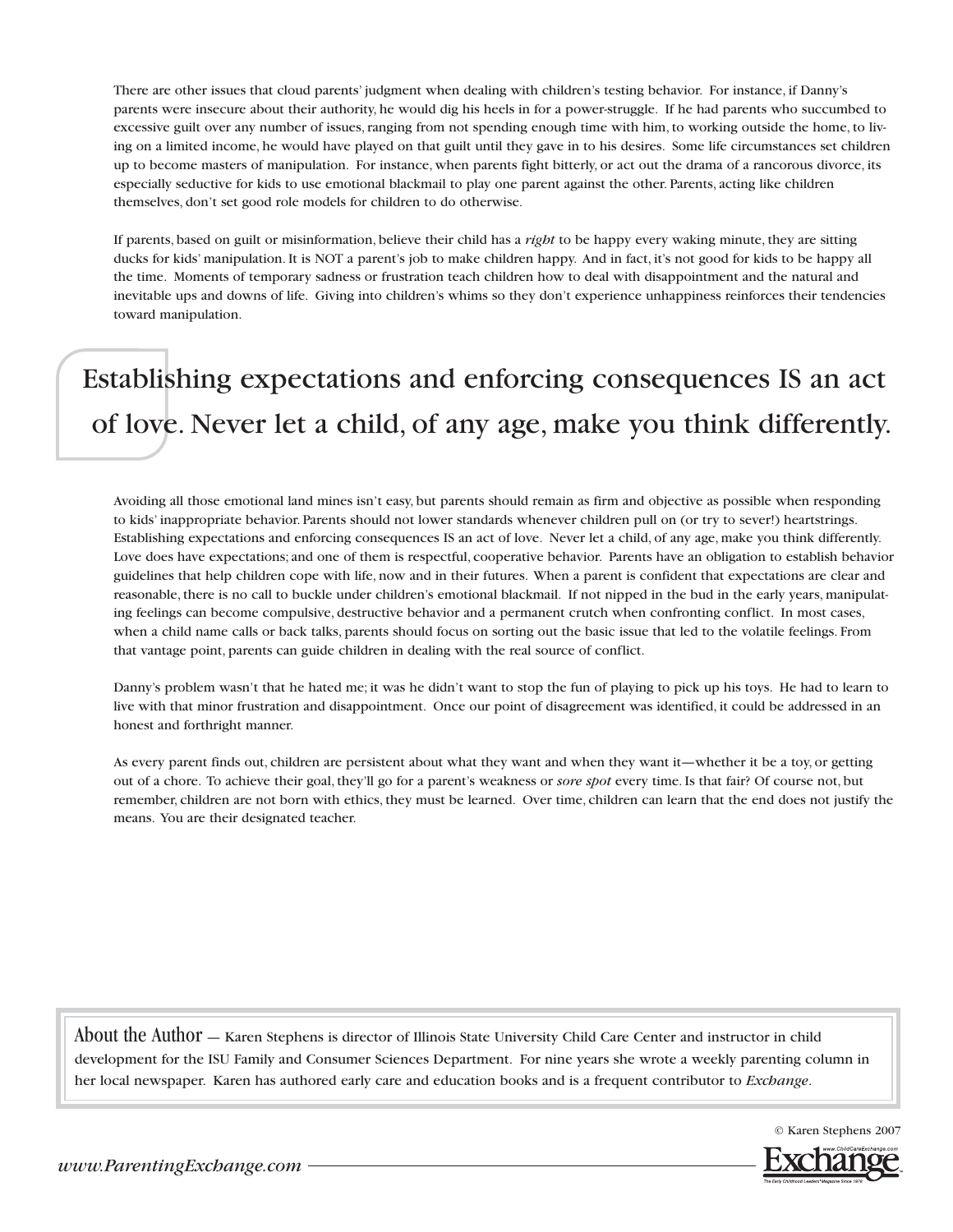There are other issues that cloud parents' judgment when dealing with children's testing behavior. For instance, if Danny's parents were insecure about their authority, he would dig his heels in for a power-struggle. If he had parents who succumbed to excessive guilt over any number of issues, ranging from not spending enough time with him, to working outside the home, to living on a limited income, he would have played on that guilt until they gave in to his desires. Some life circumstances set children up to become masters of manipulation. For instance, when parents fight bitterly, or act out the drama of a rancorous divorce, its especially seductive for kids to use emotional blackmail to play one parent against the other. Parents, acting like children themselves, don't set good role models for children to do otherwise.

If parents, based on guilt or misinformation, believe their child has a *right* to be happy every waking minute, they are sitting ducks for kids' manipulation. It is NOT a parent's job to make children happy. And in fact, it's not good for kids to be happy all the time. Moments of temporary sadness or frustration teach children how to deal with disappointment and the natural and inevitable ups and downs of life. Giving into children's whims so they don't experience unhappiness reinforces their tendencies toward manipulation.

> Establishing expectations and enforcing consequences IS an act of love. Never let a child, of any age, make you think differently.

Avoiding all those emotional land mines isn't easy, but parents should remain as firm and objective as possible when responding to kids' inappropriate behavior. Parents should not lower standards whenever children pull on (or try to sever!) heartstrings. Establishing expectations and enforcing consequences IS an act of love. Never let a child, of any age, make you think differently. Love does have expectations; and one of them is respectful, cooperative behavior. Parents have an obligation to establish behavior guidelines that help children cope with life, now and in their futures. When a parent is confident that expectations are clear and reasonable, there is no call to buckle under children's emotional blackmail. If not nipped in the bud in the early years, manipulating feelings can become compulsive, destructive behavior and a permanent crutch when confronting conflict. In most cases, when a child name calls or back talks, parents should focus on sorting out the basic issue that led to the volatile feelings. From that vantage point, parents can guide children in dealing with the real source of conflict.

Danny's problem wasn't that he hated me; it was he didn't want to stop the fun of playing to pick up his toys. He had to learn to live with that minor frustration and disappointment. Once our point of disagreement was identified, it could be addressed in an honest and forthright manner.

As every parent finds out, children are persistent about what they want and when they want it—whether it be a toy, or getting out of a chore. To achieve their goal, they'll go for a parent's weakness or *sore spot* every time. Is that fair? Of course not, but remember, children are not born with ethics, they must be learned. Over time, children can learn that the end does not justify the means. You are their designated teacher.

About the Author — Karen Stephens is director of Illinois State University Child Care Center and instructor in child development for the ISU Family and Consumer Sciences Department. For nine years she wrote a weekly parenting column in her local newspaper. Karen has authored early care and education books and is a frequent contributor to *Exchange*.

© Karen Stephens 2007

*www.ParentingExchange.com*